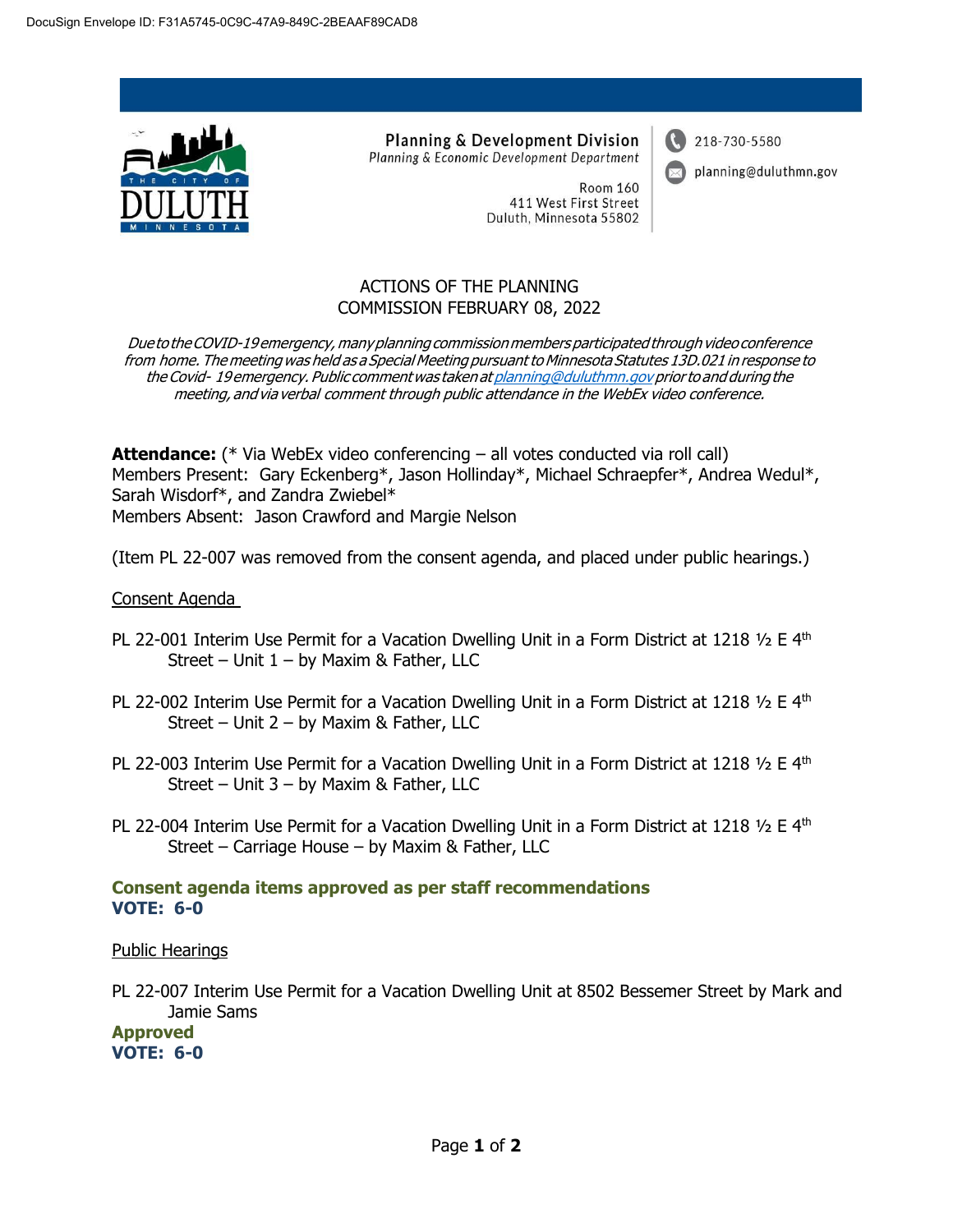DocuSign Envelope ID: F31A5745-0C9C-47A9-849C-2BEAAF89CAD8

**Planning & Development Division**
*Planning & Economic Development Department*

Room 160
411 West First Street
Duluth, Minnesota 55802

218-730-5580
planning@duluthmn.gov

# ACTIONS OF THE PLANNING COMMISSION FEBRUARY 08, 2022

*Due to the COVID-19 emergency, many planning commission members participated through video conference from home. The meeting was held as a Special Meeting pursuant to Minnesota Statutes 13D.021 in response to the Covid- 19 emergency. Public comment was taken at planning@duluthmn.gov prior to and during the meeting, and via verbal comment through public attendance in the WebEx video conference.*

**Attendance:** (* Via WebEx video conferencing – all votes conducted via roll call)
Members Present: Gary Eckenberg*, Jason Hollinday*, Michael Schraepfer*, Andrea Wedul*, Sarah Wisdorf*, and Zandra Zwiebel*
Members Absent: Jason Crawford and Margie Nelson

(Item PL 22-007 was removed from the consent agenda, and placed under public hearings.)

Consent Agenda

PL 22-001 Interim Use Permit for a Vacation Dwelling Unit in a Form District at 1218 ½ E 4th Street – Unit 1 – by Maxim & Father, LLC

PL 22-002 Interim Use Permit for a Vacation Dwelling Unit in a Form District at 1218 ½ E 4th Street – Unit 2 – by Maxim & Father, LLC

PL 22-003 Interim Use Permit for a Vacation Dwelling Unit in a Form District at 1218 ½ E 4th Street – Unit 3 – by Maxim & Father, LLC

PL 22-004 Interim Use Permit for a Vacation Dwelling Unit in a Form District at 1218 ½ E 4th Street – Carriage House – by Maxim & Father, LLC

**Consent agenda items approved as per staff recommendations**
**VOTE: 6-0**

Public Hearings

PL 22-007 Interim Use Permit for a Vacation Dwelling Unit at 8502 Bessemer Street by Mark and Jamie Sams
**Approved**
**VOTE: 6-0**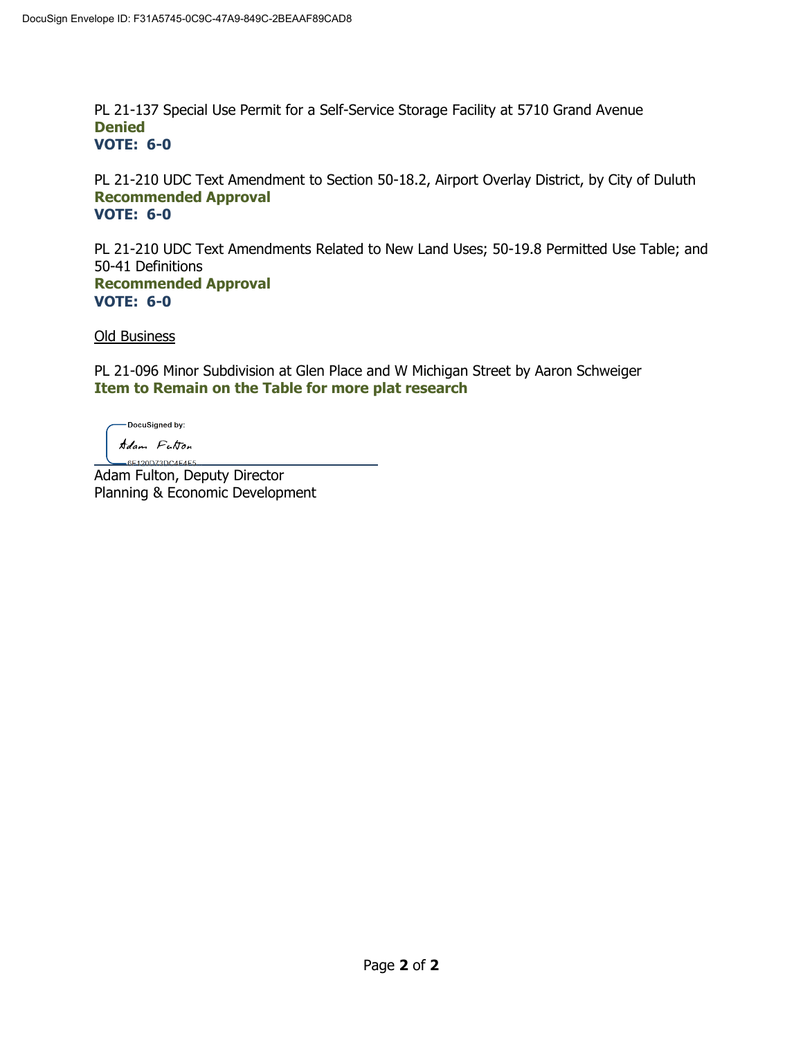PL 21-137 Special Use Permit for a Self-Service Storage Facility at 5710 Grand Avenue
**Denied**
**VOTE: 6-0**

PL 21-210 UDC Text Amendment to Section 50-18.2, Airport Overlay District, by City of Duluth
**Recommended Approval**
**VOTE: 6-0**

PL 21-210 UDC Text Amendments Related to New Land Uses; 50-19.8 Permitted Use Table; and 50-41 Definitions
**Recommended Approval**
**VOTE: 6-0**

Old Business

PL 21-096 Minor Subdivision at Glen Place and W Michigan Street by Aaron Schweiger
**Item to Remain on the Table for more plat research**

DocuSigned by:
Adam Fulton
6E120D73DC4E4E5

Adam Fulton, Deputy Director
Planning & Economic Development